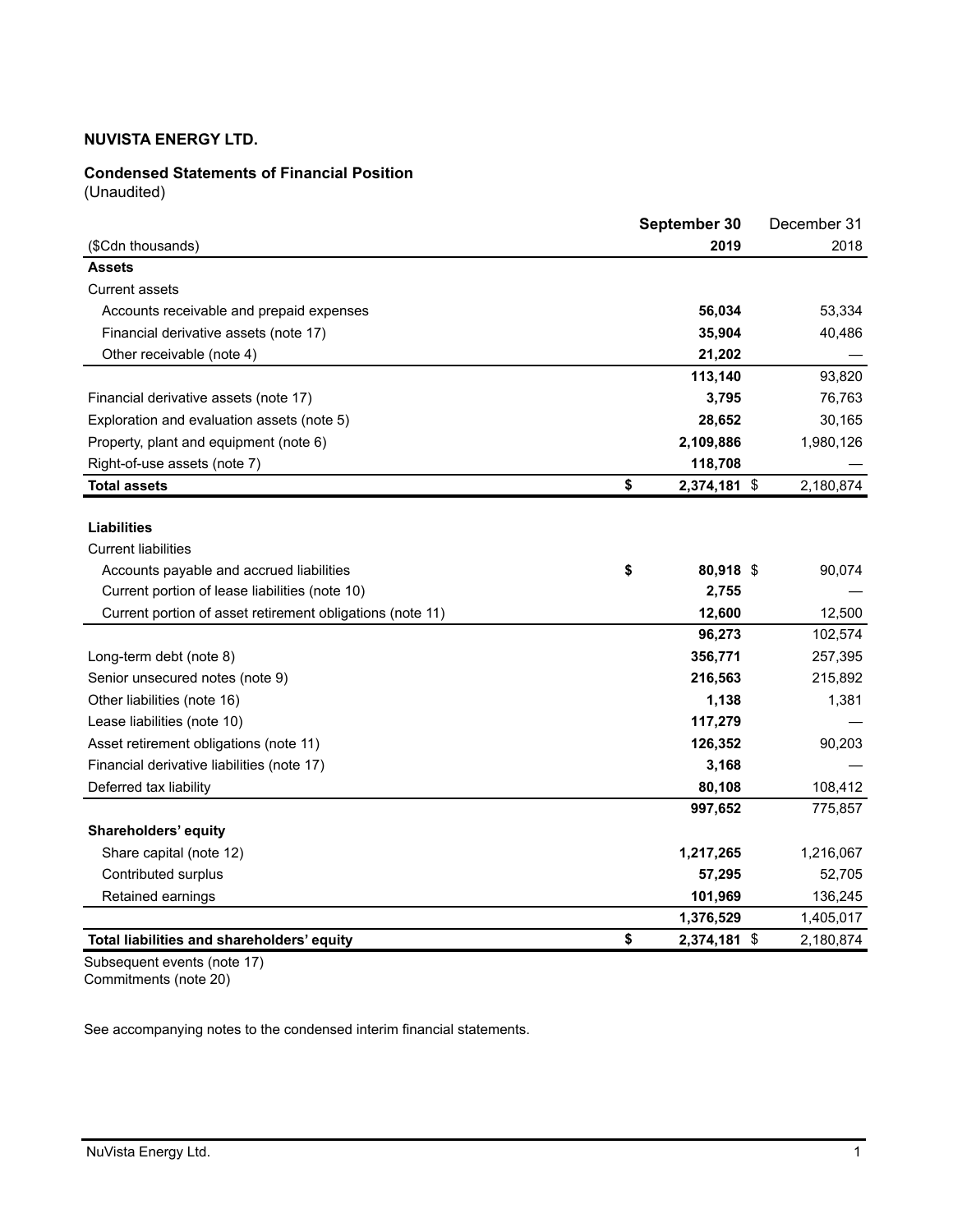**NUVISTA ENERGY LTD.**

**Condensed Statements of Financial Position**
(Unaudited)

| ($Cdn thousands) | **September 30 2019** | December 31 2018 |
|---|---|---|
| **Assets** | | |
| Current assets | | |
| Accounts receivable and prepaid expenses | **56,034** | 53,334 |
| Financial derivative assets (note 17) | **35,904** | 40,486 |
| Other receivable (note 4) | **21,202** | — |
| | **113,140** | 93,820 |
| Financial derivative assets (note 17) | **3,795** | 76,763 |
| Exploration and evaluation assets (note 5) | **28,652** | 30,165 |
| Property, plant and equipment (note 6) | **2,109,886** | 1,980,126 |
| Right-of-use assets (note 7) | **118,708** | — |
| **Total assets** | **$ 2,374,181** | $ 2,180,874 |
| **Liabilities** | | |
| Current liabilities | | |
| Accounts payable and accrued liabilities | **$ 80,918** | $ 90,074 |
| Current portion of lease liabilities (note 10) | **2,755** | — |
| Current portion of asset retirement obligations (note 11) | **12,600** | 12,500 |
| | **96,273** | 102,574 |
| Long-term debt (note 8) | **356,771** | 257,395 |
| Senior unsecured notes (note 9) | **216,563** | 215,892 |
| Other liabilities (note 16) | **1,138** | 1,381 |
| Lease liabilities (note 10) | **117,279** | — |
| Asset retirement obligations (note 11) | **126,352** | 90,203 |
| Financial derivative liabilities (note 17) | **3,168** | — |
| Deferred tax liability | **80,108** | 108,412 |
| | **997,652** | 775,857 |
| **Shareholders' equity** | | |
| Share capital (note 12) | **1,217,265** | 1,216,067 |
| Contributed surplus | **57,295** | 52,705 |
| Retained earnings | **101,969** | 136,245 |
| | **1,376,529** | 1,405,017 |
| **Total liabilities and shareholders' equity** | **$ 2,374,181** | $ 2,180,874 |

Subsequent events (note 17)
Commitments (note 20)

See accompanying notes to the condensed interim financial statements.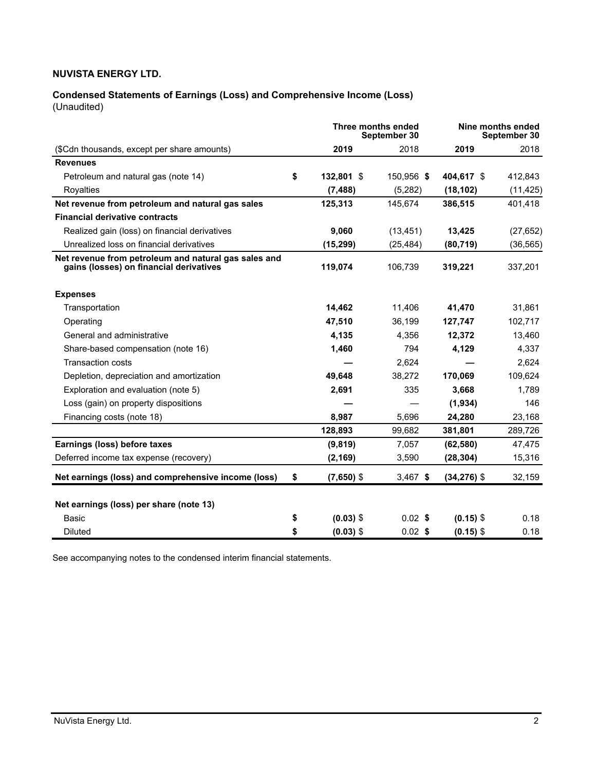**NUVISTA ENERGY LTD.**

**Condensed Statements of Earnings (Loss) and Comprehensive Income (Loss)**
(Unaudited)

| ($Cdn thousands, except per share amounts) | Three months ended September 30 2019 | Three months ended September 30 2018 | Nine months ended September 30 2019 | Nine months ended September 30 2018 |
|---|---|---|---|---|
| **Revenues** | | | | |
| Petroleum and natural gas (note 14) | **$ 132,801** | $ 150,956 | **$ 404,617** | $ 412,843 |
| Royalties | **(7,488)** | (5,282) | **(18,102)** | (11,425) |
| **Net revenue from petroleum and natural gas sales** | **125,313** | 145,674 | **386,515** | 401,418 |
| **Financial derivative contracts** | | | | |
| Realized gain (loss) on financial derivatives | **9,060** | (13,451) | **13,425** | (27,652) |
| Unrealized loss on financial derivatives | **(15,299)** | (25,484) | **(80,719)** | (36,565) |
| **Net revenue from petroleum and natural gas sales and gains (losses) on financial derivatives** | **119,074** | 106,739 | **319,221** | 337,201 |
| **Expenses** | | | | |
| Transportation | **14,462** | 11,406 | **41,470** | 31,861 |
| Operating | **47,510** | 36,199 | **127,747** | 102,717 |
| General and administrative | **4,135** | 4,356 | **12,372** | 13,460 |
| Share-based compensation (note 16) | **1,460** | 794 | **4,129** | 4,337 |
| Transaction costs | **—** | 2,624 | **—** | 2,624 |
| Depletion, depreciation and amortization | **49,648** | 38,272 | **170,069** | 109,624 |
| Exploration and evaluation (note 5) | **2,691** | 335 | **3,668** | 1,789 |
| Loss (gain) on property dispositions | **—** | — | **(1,934)** | 146 |
| Financing costs (note 18) | **8,987** | 5,696 | **24,280** | 23,168 |
| | **128,893** | 99,682 | **381,801** | 289,726 |
| **Earnings (loss) before taxes** | **(9,819)** | 7,057 | **(62,580)** | 47,475 |
| Deferred income tax expense (recovery) | **(2,169)** | 3,590 | **(28,304)** | 15,316 |
| **Net earnings (loss) and comprehensive income (loss)** | **$ (7,650)** | $ 3,467 | **$ (34,276)** | $ 32,159 |
| **Net earnings (loss) per share (note 13)** | | | | |
| Basic | **$ (0.03)** | $ 0.02 | **$ (0.15)** | $ 0.18 |
| Diluted | **$ (0.03)** | $ 0.02 | **$ (0.15)** | $ 0.18 |

See accompanying notes to the condensed interim financial statements.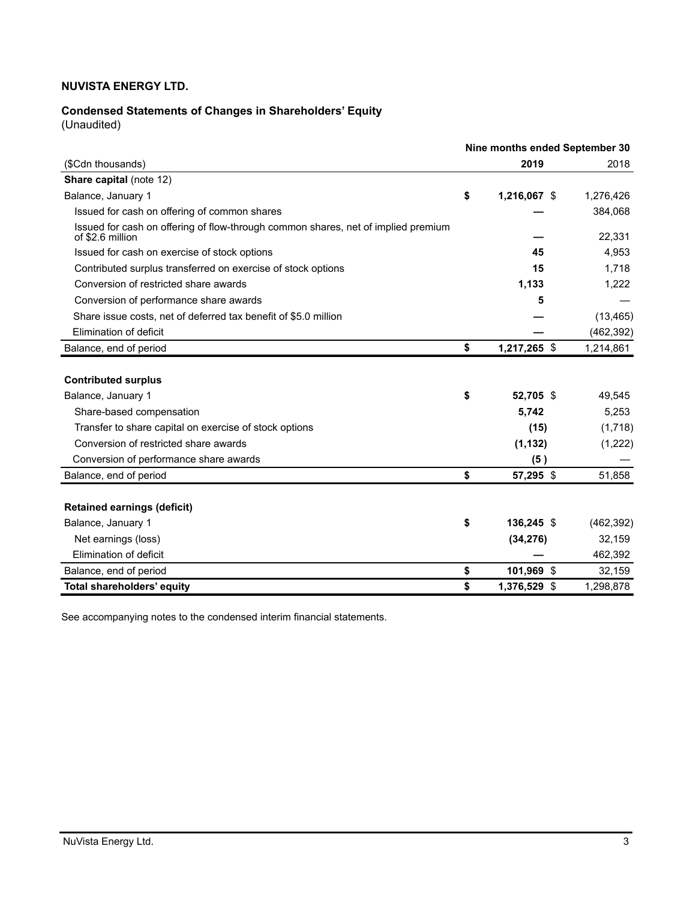**NUVISTA ENERGY LTD.**

**Condensed Statements of Changes in Shareholders' Equity**
(Unaudited)

| | Nine months ended September 30 | |
|---|---|---|
| ($Cdn thousands) | **2019** | 2018 |
| **Share capital** (note 12) | | |
| Balance, January 1 | **$ 1,216,067** | $ 1,276,426 |
| Issued for cash on offering of common shares | **—** | 384,068 |
| Issued for cash on offering of flow-through common shares, net of implied premium of $2.6 million | **—** | 22,331 |
| Issued for cash on exercise of stock options | **45** | 4,953 |
| Contributed surplus transferred on exercise of stock options | **15** | 1,718 |
| Conversion of restricted share awards | **1,133** | 1,222 |
| Conversion of performance share awards | **5** | — |
| Share issue costs, net of deferred tax benefit of $5.0 million | **—** | (13,465) |
| Elimination of deficit | **—** | (462,392) |
| Balance, end of period | **$ 1,217,265** | $ 1,214,861 |
| | | |
| **Contributed surplus** | | |
| Balance, January 1 | **$ 52,705** | $ 49,545 |
| Share-based compensation | **5,742** | 5,253 |
| Transfer to share capital on exercise of stock options | **(15)** | (1,718) |
| Conversion of restricted share awards | **(1,132)** | (1,222) |
| Conversion of performance share awards | **(5)** | — |
| Balance, end of period | **$ 57,295** | $ 51,858 |
| | | |
| **Retained earnings (deficit)** | | |
| Balance, January 1 | **$ 136,245** | $ (462,392) |
| Net earnings (loss) | **(34,276)** | 32,159 |
| Elimination of deficit | **—** | 462,392 |
| Balance, end of period | **$ 101,969** | $ 32,159 |
| **Total shareholders' equity** | **$ 1,376,529** | $ 1,298,878 |

See accompanying notes to the condensed interim financial statements.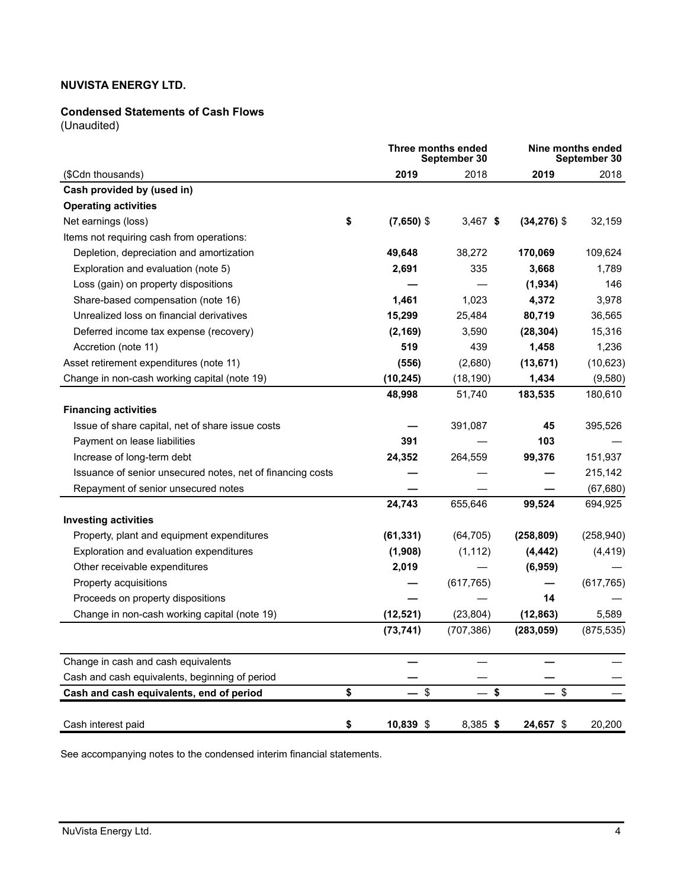**NUVISTA ENERGY LTD.**

**Condensed Statements of Cash Flows**
(Unaudited)

| | Three months ended September 30 | | Nine months ended September 30 | |
|---|---|---|---|---|
| ($Cdn thousands) | **2019** | 2018 | **2019** | 2018 |
| **Cash provided by (used in)** | | | | |
| **Operating activities** | | | | |
| Net earnings (loss) | **$ (7,650)** | $ 3,467 | **$ (34,276)** | $ 32,159 |
| Items not requiring cash from operations: | | | | |
| Depletion, depreciation and amortization | **49,648** | 38,272 | **170,069** | 109,624 |
| Exploration and evaluation (note 5) | **2,691** | 335 | **3,668** | 1,789 |
| Loss (gain) on property dispositions | **—** | — | **(1,934)** | 146 |
| Share-based compensation (note 16) | **1,461** | 1,023 | **4,372** | 3,978 |
| Unrealized loss on financial derivatives | **15,299** | 25,484 | **80,719** | 36,565 |
| Deferred income tax expense (recovery) | **(2,169)** | 3,590 | **(28,304)** | 15,316 |
| Accretion (note 11) | **519** | 439 | **1,458** | 1,236 |
| Asset retirement expenditures (note 11) | **(556)** | (2,680) | **(13,671)** | (10,623) |
| Change in non-cash working capital (note 19) | **(10,245)** | (18,190) | **1,434** | (9,580) |
| | **48,998** | 51,740 | **183,535** | 180,610 |
| **Financing activities** | | | | |
| Issue of share capital, net of share issue costs | **—** | 391,087 | **45** | 395,526 |
| Payment on lease liabilities | **391** | — | **103** | — |
| Increase of long-term debt | **24,352** | 264,559 | **99,376** | 151,937 |
| Issuance of senior unsecured notes, net of financing costs | **—** | — | **—** | 215,142 |
| Repayment of senior unsecured notes | **—** | — | **—** | (67,680) |
| | **24,743** | 655,646 | **99,524** | 694,925 |
| **Investing activities** | | | | |
| Property, plant and equipment expenditures | **(61,331)** | (64,705) | **(258,809)** | (258,940) |
| Exploration and evaluation expenditures | **(1,908)** | (1,112) | **(4,442)** | (4,419) |
| Other receivable expenditures | **2,019** | — | **(6,959)** | — |
| Property acquisitions | **—** | (617,765) | **—** | (617,765) |
| Proceeds on property dispositions | **—** | — | **14** | — |
| Change in non-cash working capital (note 19) | **(12,521)** | (23,804) | **(12,863)** | 5,589 |
| | **(73,741)** | (707,386) | **(283,059)** | (875,535) |
| | | | | |
| Change in cash and cash equivalents | **—** | — | **—** | — |
| Cash and cash equivalents, beginning of period | **—** | — | **—** | — |
| **Cash and cash equivalents, end of period** | **$ —** | $ — | **$ —** | $ — |
| | | | | |
| Cash interest paid | **$ 10,839** | $ 8,385 | **$ 24,657** | $ 20,200 |

See accompanying notes to the condensed interim financial statements.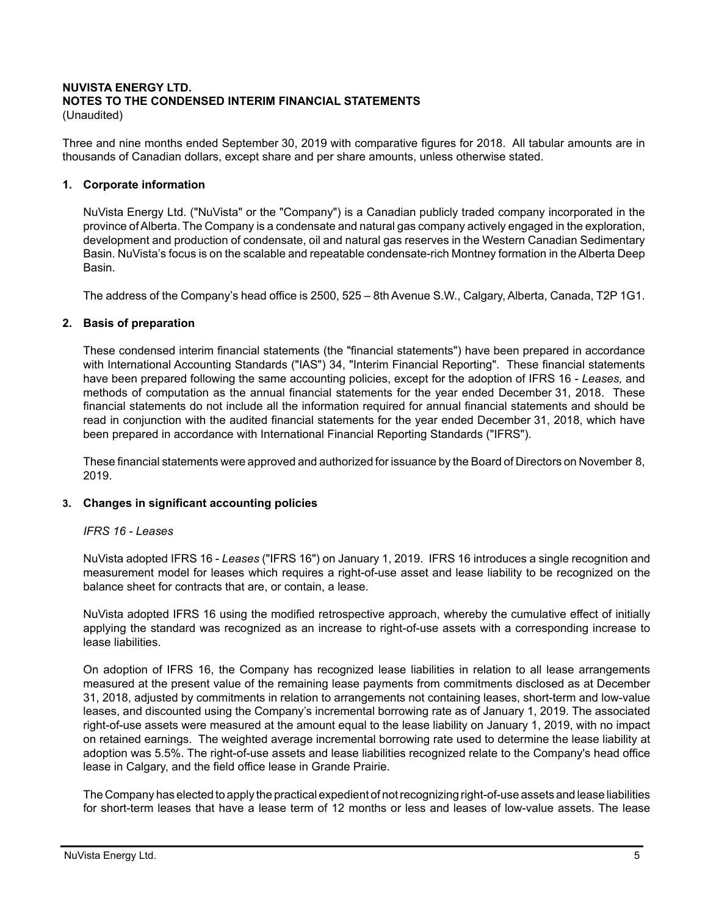**NUVISTA ENERGY LTD.**
**NOTES TO THE CONDENSED INTERIM FINANCIAL STATEMENTS**
(Unaudited)

Three and nine months ended September 30, 2019 with comparative figures for 2018. All tabular amounts are in thousands of Canadian dollars, except share and per share amounts, unless otherwise stated.

## 1. Corporate information

NuVista Energy Ltd. ("NuVista" or the "Company") is a Canadian publicly traded company incorporated in the province of Alberta. The Company is a condensate and natural gas company actively engaged in the exploration, development and production of condensate, oil and natural gas reserves in the Western Canadian Sedimentary Basin. NuVista's focus is on the scalable and repeatable condensate-rich Montney formation in the Alberta Deep Basin.

The address of the Company's head office is 2500, 525 – 8th Avenue S.W., Calgary, Alberta, Canada, T2P 1G1.

## 2. Basis of preparation

These condensed interim financial statements (the "financial statements") have been prepared in accordance with International Accounting Standards ("IAS") 34, "Interim Financial Reporting". These financial statements have been prepared following the same accounting policies, except for the adoption of IFRS 16 - *Leases,* and methods of computation as the annual financial statements for the year ended December 31, 2018. These financial statements do not include all the information required for annual financial statements and should be read in conjunction with the audited financial statements for the year ended December 31, 2018, which have been prepared in accordance with International Financial Reporting Standards ("IFRS").

These financial statements were approved and authorized for issuance by the Board of Directors on November 8, 2019.

## 3. Changes in significant accounting policies

*IFRS 16 - Leases*

NuVista adopted IFRS 16 - *Leases* ("IFRS 16") on January 1, 2019. IFRS 16 introduces a single recognition and measurement model for leases which requires a right-of-use asset and lease liability to be recognized on the balance sheet for contracts that are, or contain, a lease.

NuVista adopted IFRS 16 using the modified retrospective approach, whereby the cumulative effect of initially applying the standard was recognized as an increase to right-of-use assets with a corresponding increase to lease liabilities.

On adoption of IFRS 16, the Company has recognized lease liabilities in relation to all lease arrangements measured at the present value of the remaining lease payments from commitments disclosed as at December 31, 2018, adjusted by commitments in relation to arrangements not containing leases, short-term and low-value leases, and discounted using the Company's incremental borrowing rate as of January 1, 2019. The associated right-of-use assets were measured at the amount equal to the lease liability on January 1, 2019, with no impact on retained earnings. The weighted average incremental borrowing rate used to determine the lease liability at adoption was 5.5%. The right-of-use assets and lease liabilities recognized relate to the Company's head office lease in Calgary, and the field office lease in Grande Prairie.

The Company has elected to apply the practical expedient of not recognizing right-of-use assets and lease liabilities for short-term leases that have a lease term of 12 months or less and leases of low-value assets. The lease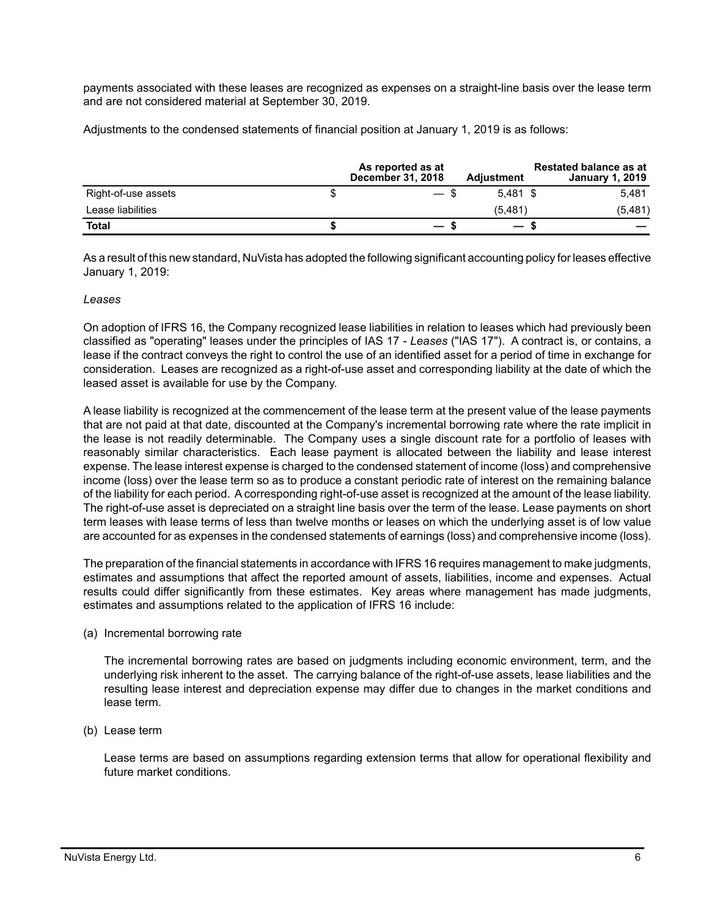payments associated with these leases are recognized as expenses on a straight-line basis over the lease term and are not considered material at September 30, 2019.

Adjustments to the condensed statements of financial position at January 1, 2019 is as follows:

| | As reported as at December 31, 2018 | Adjustment | Restated balance as at January 1, 2019 |
|---|---|---|---|
| Right-of-use assets | $ — | $ 5,481 | $ 5,481 |
| Lease liabilities | | (5,481) | (5,481) |
| **Total** | **$ —** | **$ —** | **$ —** |

As a result of this new standard, NuVista has adopted the following significant accounting policy for leases effective January 1, 2019:

*Leases*

On adoption of IFRS 16, the Company recognized lease liabilities in relation to leases which had previously been classified as "operating" leases under the principles of IAS 17 - *Leases* ("IAS 17"). A contract is, or contains, a lease if the contract conveys the right to control the use of an identified asset for a period of time in exchange for consideration. Leases are recognized as a right-of-use asset and corresponding liability at the date of which the leased asset is available for use by the Company.

A lease liability is recognized at the commencement of the lease term at the present value of the lease payments that are not paid at that date, discounted at the Company's incremental borrowing rate where the rate implicit in the lease is not readily determinable. The Company uses a single discount rate for a portfolio of leases with reasonably similar characteristics. Each lease payment is allocated between the liability and lease interest expense. The lease interest expense is charged to the condensed statement of income (loss) and comprehensive income (loss) over the lease term so as to produce a constant periodic rate of interest on the remaining balance of the liability for each period. A corresponding right-of-use asset is recognized at the amount of the lease liability. The right-of-use asset is depreciated on a straight line basis over the term of the lease. Lease payments on short term leases with lease terms of less than twelve months or leases on which the underlying asset is of low value are accounted for as expenses in the condensed statements of earnings (loss) and comprehensive income (loss).

The preparation of the financial statements in accordance with IFRS 16 requires management to make judgments, estimates and assumptions that affect the reported amount of assets, liabilities, income and expenses. Actual results could differ significantly from these estimates. Key areas where management has made judgments, estimates and assumptions related to the application of IFRS 16 include:

(a) Incremental borrowing rate

The incremental borrowing rates are based on judgments including economic environment, term, and the underlying risk inherent to the asset. The carrying balance of the right-of-use assets, lease liabilities and the resulting lease interest and depreciation expense may differ due to changes in the market conditions and lease term.

(b) Lease term

Lease terms are based on assumptions regarding extension terms that allow for operational flexibility and future market conditions.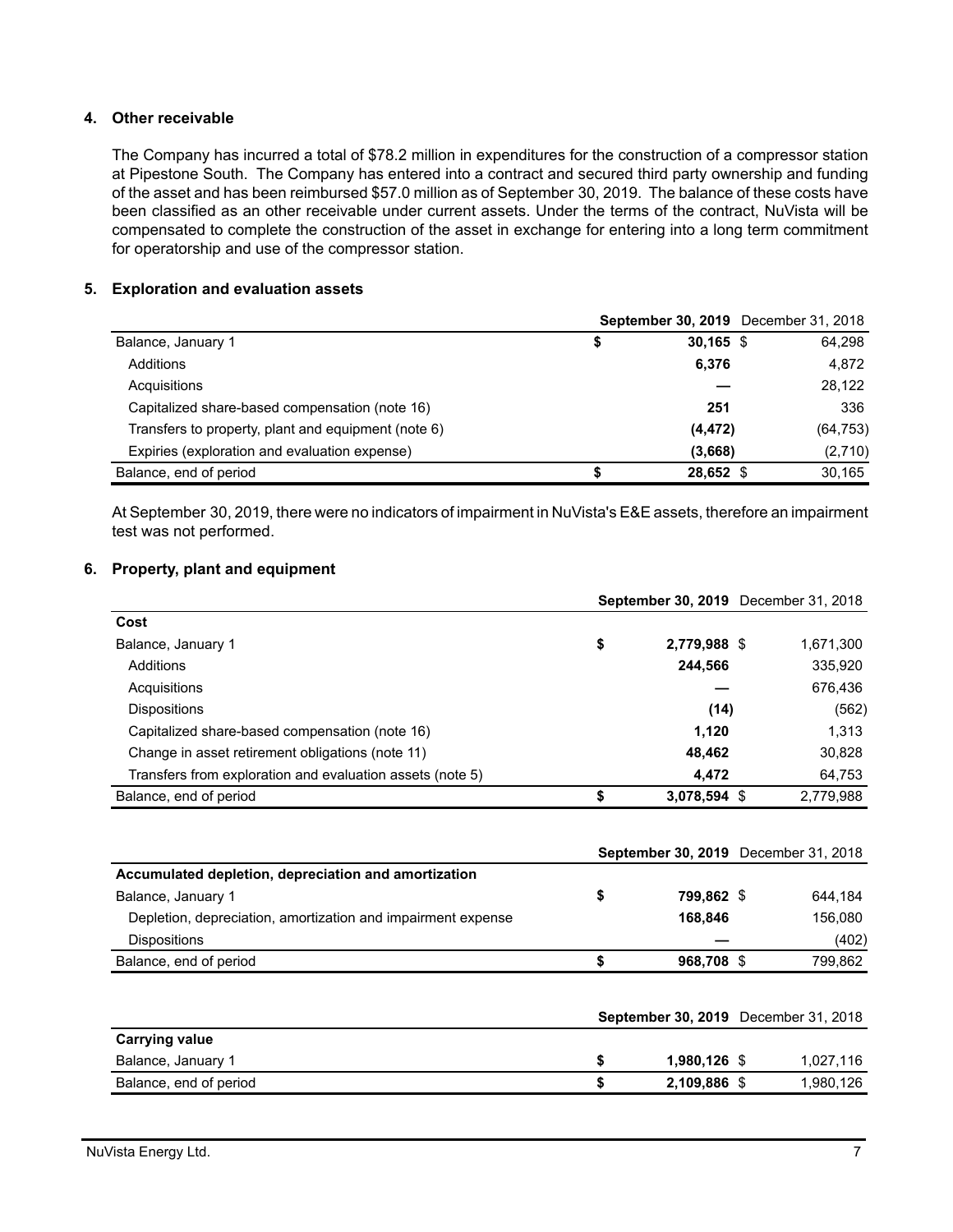## 4. Other receivable

The Company has incurred a total of $78.2 million in expenditures for the construction of a compressor station at Pipestone South. The Company has entered into a contract and secured third party ownership and funding of the asset and has been reimbursed $57.0 million as of September 30, 2019. The balance of these costs have been classified as an other receivable under current assets. Under the terms of the contract, NuVista will be compensated to complete the construction of the asset in exchange for entering into a long term commitment for operatorship and use of the compressor station.

## 5. Exploration and evaluation assets

| | **September 30, 2019** | December 31, 2018 |
|---|---|---|
| Balance, January 1 | **$ 30,165** | $ 64,298 |
| Additions | **6,376** | 4,872 |
| Acquisitions | **—** | 28,122 |
| Capitalized share-based compensation (note 16) | **251** | 336 |
| Transfers to property, plant and equipment (note 6) | **(4,472)** | (64,753) |
| Expiries (exploration and evaluation expense) | **(3,668)** | (2,710) |
| Balance, end of period | **$ 28,652** | $ 30,165 |

At September 30, 2019, there were no indicators of impairment in NuVista's E&E assets, therefore an impairment test was not performed.

## 6. Property, plant and equipment

| | **September 30, 2019** | December 31, 2018 |
|---|---|---|
| **Cost** | | |
| Balance, January 1 | **$ 2,779,988** | $ 1,671,300 |
| Additions | **244,566** | 335,920 |
| Acquisitions | **—** | 676,436 |
| Dispositions | **(14)** | (562) |
| Capitalized share-based compensation (note 16) | **1,120** | 1,313 |
| Change in asset retirement obligations (note 11) | **48,462** | 30,828 |
| Transfers from exploration and evaluation assets (note 5) | **4,472** | 64,753 |
| Balance, end of period | **$ 3,078,594** | $ 2,779,988 |

| | **September 30, 2019** | December 31, 2018 |
|---|---|---|
| **Accumulated depletion, depreciation and amortization** | | |
| Balance, January 1 | **$ 799,862** | $ 644,184 |
| Depletion, depreciation, amortization and impairment expense | **168,846** | 156,080 |
| Dispositions | **—** | (402) |
| Balance, end of period | **$ 968,708** | $ 799,862 |

| | **September 30, 2019** | December 31, 2018 |
|---|---|---|
| **Carrying value** | | |
| Balance, January 1 | **$ 1,980,126** | $ 1,027,116 |
| Balance, end of period | **$ 2,109,886** | $ 1,980,126 |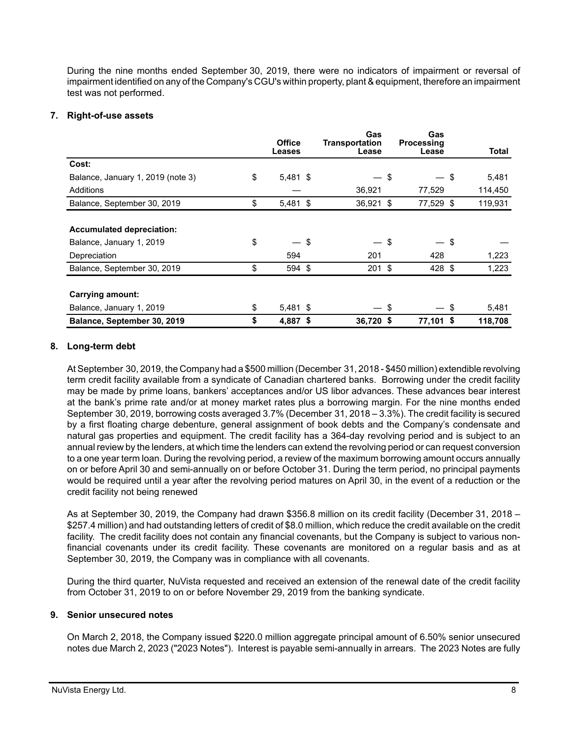During the nine months ended September 30, 2019, there were no indicators of impairment or reversal of impairment identified on any of the Company's CGU's within property, plant & equipment, therefore an impairment test was not performed.

## 7. Right-of-use assets

| | Office Leases | Gas Transportation Lease | Gas Processing Lease | Total |
|---|---|---|---|---|
| **Cost:** | | | | |
| Balance, January 1, 2019 (note 3) | $ 5,481 | $ — | $ — | $ 5,481 |
| Additions | — | 36,921 | 77,529 | 114,450 |
| Balance, September 30, 2019 | $ 5,481 | $ 36,921 | $ 77,529 | $ 119,931 |
| | | | | |
| **Accumulated depreciation:** | | | | |
| Balance, January 1, 2019 | $ — | $ — | $ — | $ — |
| Depreciation | 594 | 201 | 428 | 1,223 |
| Balance, September 30, 2019 | $ 594 | $ 201 | $ 428 | $ 1,223 |
| | | | | |
| **Carrying amount:** | | | | |
| Balance, January 1, 2019 | $ 5,481 | $ — | $ — | $ 5,481 |
| **Balance, September 30, 2019** | **$ 4,887** | **$ 36,720** | **$ 77,101** | **$ 118,708** |

## 8. Long-term debt

At September 30, 2019, the Company had a $500 million (December 31, 2018 - $450 million) extendible revolving term credit facility available from a syndicate of Canadian chartered banks. Borrowing under the credit facility may be made by prime loans, bankers' acceptances and/or US libor advances. These advances bear interest at the bank's prime rate and/or at money market rates plus a borrowing margin. For the nine months ended September 30, 2019, borrowing costs averaged 3.7% (December 31, 2018 – 3.3%). The credit facility is secured by a first floating charge debenture, general assignment of book debts and the Company's condensate and natural gas properties and equipment. The credit facility has a 364-day revolving period and is subject to an annual review by the lenders, at which time the lenders can extend the revolving period or can request conversion to a one year term loan. During the revolving period, a review of the maximum borrowing amount occurs annually on or before April 30 and semi-annually on or before October 31. During the term period, no principal payments would be required until a year after the revolving period matures on April 30, in the event of a reduction or the credit facility not being renewed

As at September 30, 2019, the Company had drawn $356.8 million on its credit facility (December 31, 2018 – $257.4 million) and had outstanding letters of credit of $8.0 million, which reduce the credit available on the credit facility. The credit facility does not contain any financial covenants, but the Company is subject to various non-financial covenants under its credit facility. These covenants are monitored on a regular basis and as at September 30, 2019, the Company was in compliance with all covenants.

During the third quarter, NuVista requested and received an extension of the renewal date of the credit facility from October 31, 2019 to on or before November 29, 2019 from the banking syndicate.

## 9. Senior unsecured notes

On March 2, 2018, the Company issued $220.0 million aggregate principal amount of 6.50% senior unsecured notes due March 2, 2023 ("2023 Notes"). Interest is payable semi-annually in arrears. The 2023 Notes are fully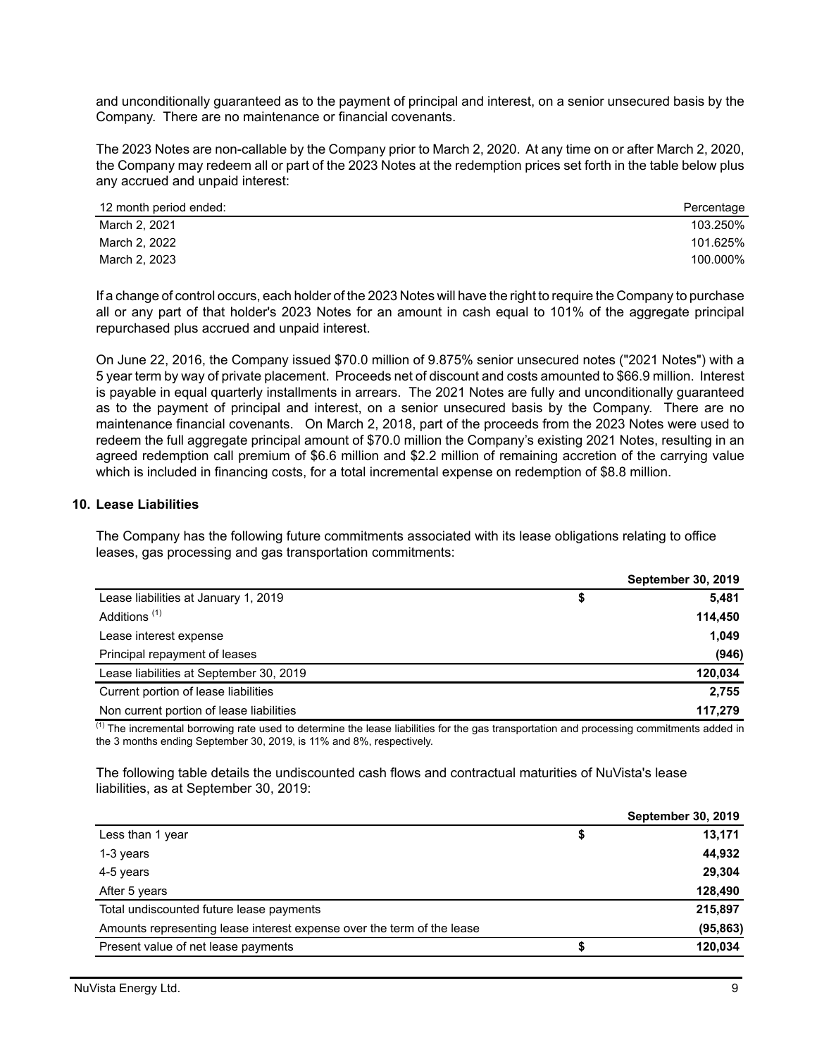and unconditionally guaranteed as to the payment of principal and interest, on a senior unsecured basis by the Company. There are no maintenance or financial covenants.

The 2023 Notes are non-callable by the Company prior to March 2, 2020. At any time on or after March 2, 2020, the Company may redeem all or part of the 2023 Notes at the redemption prices set forth in the table below plus any accrued and unpaid interest:

| 12 month period ended: | Percentage |
|---|---|
| March 2, 2021 | 103.250% |
| March 2, 2022 | 101.625% |
| March 2, 2023 | 100.000% |

If a change of control occurs, each holder of the 2023 Notes will have the right to require the Company to purchase all or any part of that holder's 2023 Notes for an amount in cash equal to 101% of the aggregate principal repurchased plus accrued and unpaid interest.

On June 22, 2016, the Company issued $70.0 million of 9.875% senior unsecured notes ("2021 Notes") with a 5 year term by way of private placement. Proceeds net of discount and costs amounted to $66.9 million. Interest is payable in equal quarterly installments in arrears. The 2021 Notes are fully and unconditionally guaranteed as to the payment of principal and interest, on a senior unsecured basis by the Company. There are no maintenance financial covenants. On March 2, 2018, part of the proceeds from the 2023 Notes were used to redeem the full aggregate principal amount of $70.0 million the Company's existing 2021 Notes, resulting in an agreed redemption call premium of $6.6 million and $2.2 million of remaining accretion of the carrying value which is included in financing costs, for a total incremental expense on redemption of $8.8 million.

## 10. Lease Liabilities

The Company has the following future commitments associated with its lease obligations relating to office leases, gas processing and gas transportation commitments:

| | | September 30, 2019 |
|---|---|---|
| Lease liabilities at January 1, 2019 | $ | 5,481 |
| Additions [1] | | 114,450 |
| Lease interest expense | | 1,049 |
| Principal repayment of leases | | (946) |
| Lease liabilities at September 30, 2019 | | 120,034 |
| Current portion of lease liabilities | | 2,755 |
| Non current portion of lease liabilities | | 117,279 |

[1] The incremental borrowing rate used to determine the lease liabilities for the gas transportation and processing commitments added in the 3 months ending September 30, 2019, is 11% and 8%, respectively.

The following table details the undiscounted cash flows and contractual maturities of NuVista's lease liabilities, as at September 30, 2019:

| | | September 30, 2019 |
|---|---|---|
| Less than 1 year | $ | 13,171 |
| 1-3 years | | 44,932 |
| 4-5 years | | 29,304 |
| After 5 years | | 128,490 |
| Total undiscounted future lease payments | | 215,897 |
| Amounts representing lease interest expense over the term of the lease | | (95,863) |
| Present value of net lease payments | $ | 120,034 |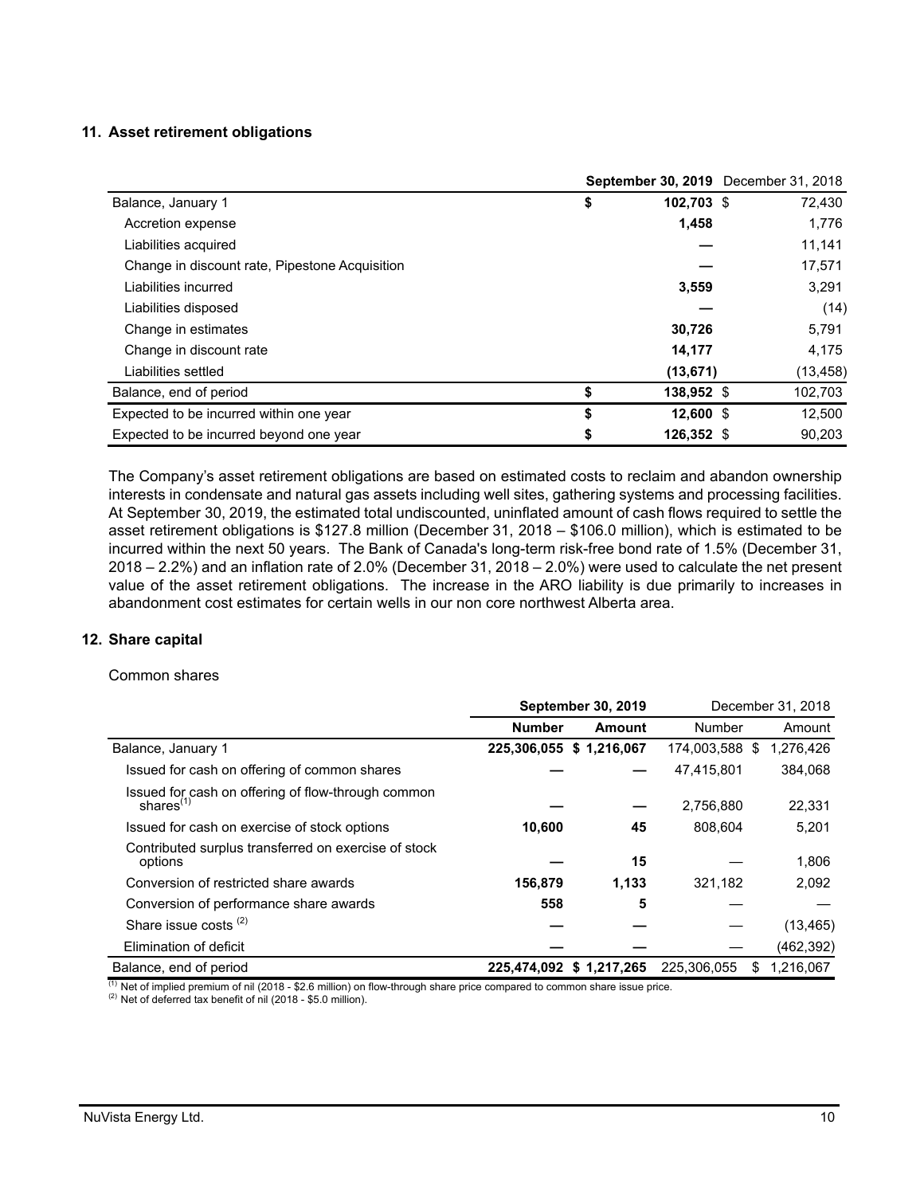## 11. Asset retirement obligations

| | September 30, 2019 | December 31, 2018 |
|---|---|---|
| Balance, January 1 | $ 102,703 | $ 72,430 |
| Accretion expense | 1,458 | 1,776 |
| Liabilities acquired | — | 11,141 |
| Change in discount rate, Pipestone Acquisition | — | 17,571 |
| Liabilities incurred | 3,559 | 3,291 |
| Liabilities disposed | — | (14) |
| Change in estimates | 30,726 | 5,791 |
| Change in discount rate | 14,177 | 4,175 |
| Liabilities settled | (13,671) | (13,458) |
| Balance, end of period | $ 138,952 | $ 102,703 |
| Expected to be incurred within one year | $ 12,600 | $ 12,500 |
| Expected to be incurred beyond one year | $ 126,352 | $ 90,203 |

The Company's asset retirement obligations are based on estimated costs to reclaim and abandon ownership interests in condensate and natural gas assets including well sites, gathering systems and processing facilities. At September 30, 2019, the estimated total undiscounted, uninflated amount of cash flows required to settle the asset retirement obligations is $127.8 million (December 31, 2018 – $106.0 million), which is estimated to be incurred within the next 50 years. The Bank of Canada's long-term risk-free bond rate of 1.5% (December 31, 2018 – 2.2%) and an inflation rate of 2.0% (December 31, 2018 – 2.0%) were used to calculate the net present value of the asset retirement obligations. The increase in the ARO liability is due primarily to increases in abandonment cost estimates for certain wells in our non core northwest Alberta area.

## 12. Share capital

Common shares

| | September 30, 2019 | | December 31, 2018 | |
|---|---|---|---|---|
| | Number | Amount | Number | Amount |
| Balance, January 1 | 225,306,055 | $ 1,216,067 | 174,003,588 | $ 1,276,426 |
| Issued for cash on offering of common shares | — | — | 47,415,801 | 384,068 |
| Issued for cash on offering of flow-through common shares[1] | — | — | 2,756,880 | 22,331 |
| Issued for cash on exercise of stock options | 10,600 | 45 | 808,604 | 5,201 |
| Contributed surplus transferred on exercise of stock options | — | 15 | — | 1,806 |
| Conversion of restricted share awards | 156,879 | 1,133 | 321,182 | 2,092 |
| Conversion of performance share awards | 558 | 5 | — | — |
| Share issue costs [2] | — | — | — | (13,465) |
| Elimination of deficit | — | — | — | (462,392) |
| Balance, end of period | 225,474,092 | $ 1,217,265 | 225,306,055 | $ 1,216,067 |

[1] Net of implied premium of nil (2018 - $2.6 million) on flow-through share price compared to common share issue price.
[2] Net of deferred tax benefit of nil (2018 - $5.0 million).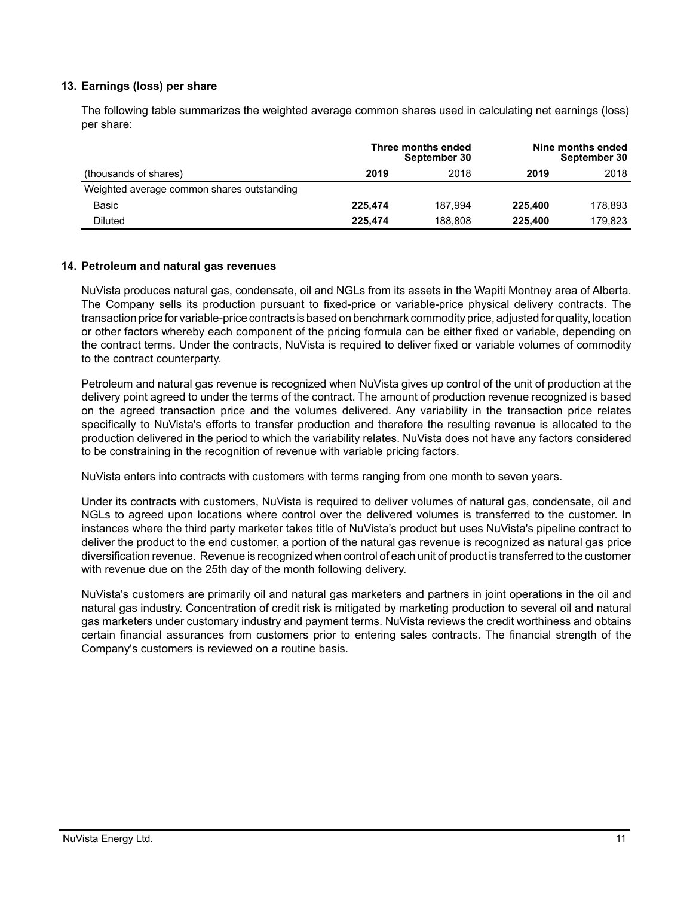## 13. Earnings (loss) per share

The following table summarizes the weighted average common shares used in calculating net earnings (loss) per share:

| | Three months ended September 30 | | Nine months ended September 30 | |
|---|---|---|---|---|
| (thousands of shares) | **2019** | 2018 | **2019** | 2018 |
| Weighted average common shares outstanding | | | | |
| Basic | **225,474** | 187,994 | **225,400** | 178,893 |
| Diluted | **225,474** | 188,808 | **225,400** | 179,823 |

## 14. Petroleum and natural gas revenues

NuVista produces natural gas, condensate, oil and NGLs from its assets in the Wapiti Montney area of Alberta. The Company sells its production pursuant to fixed-price or variable-price physical delivery contracts. The transaction price for variable-price contracts is based on benchmark commodity price, adjusted for quality, location or other factors whereby each component of the pricing formula can be either fixed or variable, depending on the contract terms. Under the contracts, NuVista is required to deliver fixed or variable volumes of commodity to the contract counterparty.

Petroleum and natural gas revenue is recognized when NuVista gives up control of the unit of production at the delivery point agreed to under the terms of the contract. The amount of production revenue recognized is based on the agreed transaction price and the volumes delivered. Any variability in the transaction price relates specifically to NuVista's efforts to transfer production and therefore the resulting revenue is allocated to the production delivered in the period to which the variability relates. NuVista does not have any factors considered to be constraining in the recognition of revenue with variable pricing factors.

NuVista enters into contracts with customers with terms ranging from one month to seven years.

Under its contracts with customers, NuVista is required to deliver volumes of natural gas, condensate, oil and NGLs to agreed upon locations where control over the delivered volumes is transferred to the customer. In instances where the third party marketer takes title of NuVista's product but uses NuVista's pipeline contract to deliver the product to the end customer, a portion of the natural gas revenue is recognized as natural gas price diversification revenue. Revenue is recognized when control of each unit of product is transferred to the customer with revenue due on the 25th day of the month following delivery.

NuVista's customers are primarily oil and natural gas marketers and partners in joint operations in the oil and natural gas industry. Concentration of credit risk is mitigated by marketing production to several oil and natural gas marketers under customary industry and payment terms. NuVista reviews the credit worthiness and obtains certain financial assurances from customers prior to entering sales contracts. The financial strength of the Company's customers is reviewed on a routine basis.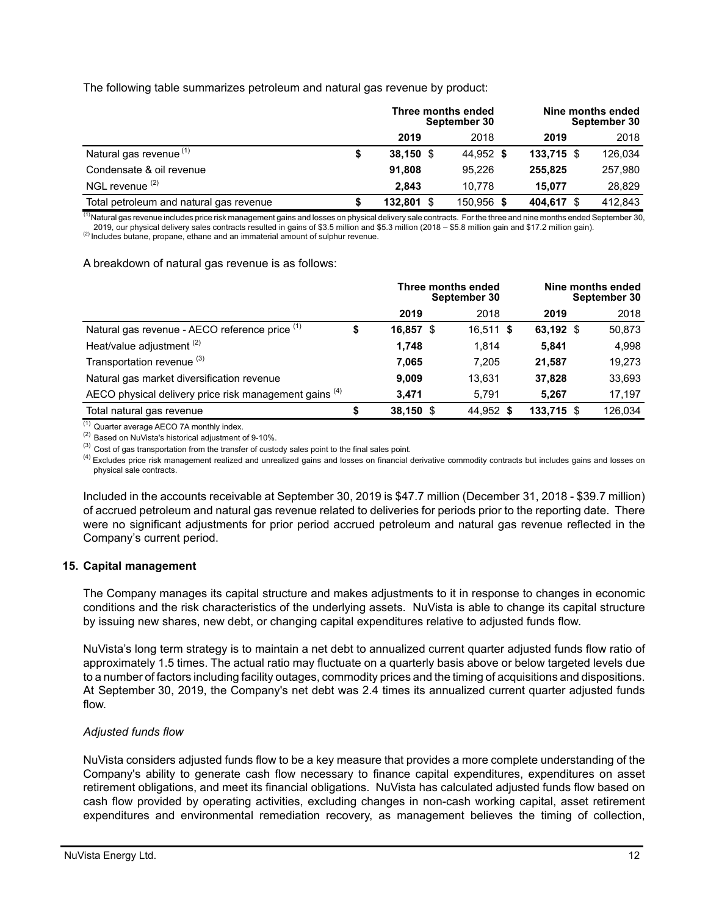The following table summarizes petroleum and natural gas revenue by product:

| | Three months ended September 30 | | Nine months ended September 30 | |
|---|---|---|---|---|
| | **2019** | 2018 | **2019** | 2018 |
| Natural gas revenue [(1)] | **$ 38,150** | $ 44,952 | **$ 133,715** | $ 126,034 |
| Condensate & oil revenue | **91,808** | 95,226 | **255,825** | 257,980 |
| NGL revenue [(2)] | **2,843** | 10,778 | **15,077** | 28,829 |
| Total petroleum and natural gas revenue | **$ 132,801** | $ 150,956 | **$ 404,617** | $ 412,843 |

(1) Natural gas revenue includes price risk management gains and losses on physical delivery sale contracts. For the three and nine months ended September 30, 2019, our physical delivery sales contracts resulted in gains of $3.5 million and $5.3 million (2018 – $5.8 million gain and $17.2 million gain).
(2) Includes butane, propane, ethane and an immaterial amount of sulphur revenue.

A breakdown of natural gas revenue is as follows:

| | Three months ended September 30 | | Nine months ended September 30 | |
|---|---|---|---|---|
| | **2019** | 2018 | **2019** | 2018 |
| Natural gas revenue - AECO reference price [(1)] | **$ 16,857** | $ 16,511 | **$ 63,192** | $ 50,873 |
| Heat/value adjustment [(2)] | **1,748** | 1,814 | **5,841** | 4,998 |
| Transportation revenue [(3)] | **7,065** | 7,205 | **21,587** | 19,273 |
| Natural gas market diversification revenue | **9,009** | 13,631 | **37,828** | 33,693 |
| AECO physical delivery price risk management gains [(4)] | **3,471** | 5,791 | **5,267** | 17,197 |
| Total natural gas revenue | **$ 38,150** | $ 44,952 | **$ 133,715** | $ 126,034 |

(1) Quarter average AECO 7A monthly index.
(2) Based on NuVista's historical adjustment of 9-10%.
(3) Cost of gas transportation from the transfer of custody sales point to the final sales point.
(4) Excludes price risk management realized and unrealized gains and losses on financial derivative commodity contracts but includes gains and losses on physical sale contracts.

Included in the accounts receivable at September 30, 2019 is $47.7 million (December 31, 2018 - $39.7 million) of accrued petroleum and natural gas revenue related to deliveries for periods prior to the reporting date. There were no significant adjustments for prior period accrued petroleum and natural gas revenue reflected in the Company's current period.

## 15. Capital management

The Company manages its capital structure and makes adjustments to it in response to changes in economic conditions and the risk characteristics of the underlying assets. NuVista is able to change its capital structure by issuing new shares, new debt, or changing capital expenditures relative to adjusted funds flow.

NuVista's long term strategy is to maintain a net debt to annualized current quarter adjusted funds flow ratio of approximately 1.5 times. The actual ratio may fluctuate on a quarterly basis above or below targeted levels due to a number of factors including facility outages, commodity prices and the timing of acquisitions and dispositions. At September 30, 2019, the Company's net debt was 2.4 times its annualized current quarter adjusted funds flow.

*Adjusted funds flow*

NuVista considers adjusted funds flow to be a key measure that provides a more complete understanding of the Company's ability to generate cash flow necessary to finance capital expenditures, expenditures on asset retirement obligations, and meet its financial obligations. NuVista has calculated adjusted funds flow based on cash flow provided by operating activities, excluding changes in non-cash working capital, asset retirement expenditures and environmental remediation recovery, as management believes the timing of collection,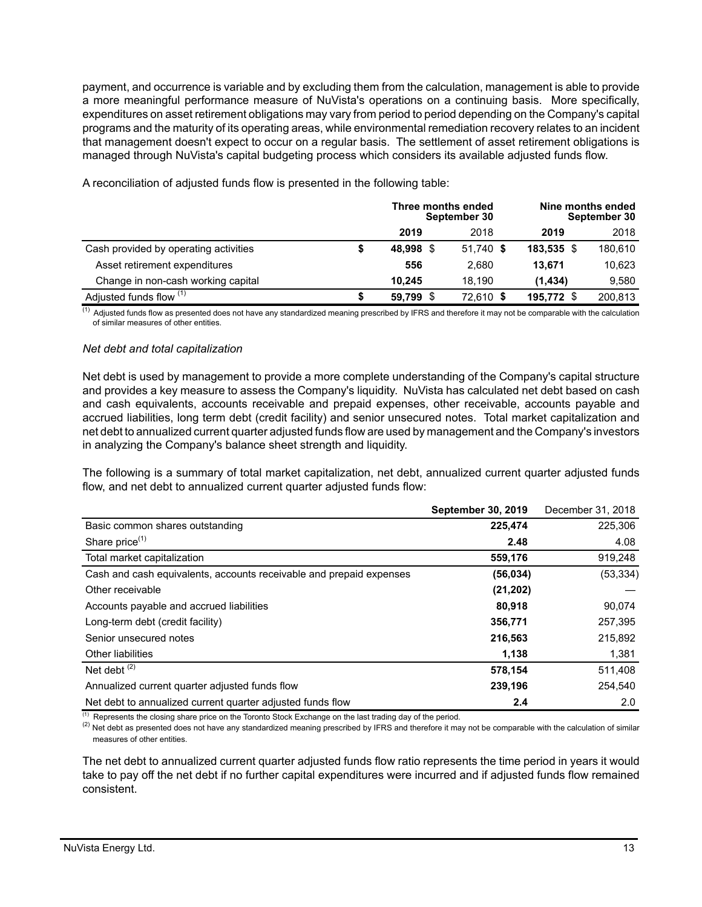payment, and occurrence is variable and by excluding them from the calculation, management is able to provide a more meaningful performance measure of NuVista's operations on a continuing basis. More specifically, expenditures on asset retirement obligations may vary from period to period depending on the Company's capital programs and the maturity of its operating areas, while environmental remediation recovery relates to an incident that management doesn't expect to occur on a regular basis. The settlement of asset retirement obligations is managed through NuVista's capital budgeting process which considers its available adjusted funds flow.

A reconciliation of adjusted funds flow is presented in the following table:

| | Three months ended September 30 | | Nine months ended September 30 | |
|---|---|---|---|---|
| | **2019** | 2018 | **2019** | 2018 |
| Cash provided by operating activities | **$ 48,998** | $ 51,740 | **$ 183,535** | $ 180,610 |
| Asset retirement expenditures | **556** | 2,680 | **13,671** | 10,623 |
| Change in non-cash working capital | **10,245** | 18,190 | **(1,434)** | 9,580 |
| Adjusted funds flow [(1)] | **$ 59,799** | $ 72,610 | **$ 195,772** | $ 200,813 |

[(1)] Adjusted funds flow as presented does not have any standardized meaning prescribed by IFRS and therefore it may not be comparable with the calculation of similar measures of other entities.

*Net debt and total capitalization*

Net debt is used by management to provide a more complete understanding of the Company's capital structure and provides a key measure to assess the Company's liquidity. NuVista has calculated net debt based on cash and cash equivalents, accounts receivable and prepaid expenses, other receivable, accounts payable and accrued liabilities, long term debt (credit facility) and senior unsecured notes. Total market capitalization and net debt to annualized current quarter adjusted funds flow are used by management and the Company's investors in analyzing the Company's balance sheet strength and liquidity.

The following is a summary of total market capitalization, net debt, annualized current quarter adjusted funds flow, and net debt to annualized current quarter adjusted funds flow:

| | **September 30, 2019** | December 31, 2018 |
|---|---|---|
| Basic common shares outstanding | **225,474** | 225,306 |
| Share price[(1)] | **2.48** | 4.08 |
| Total market capitalization | **559,176** | 919,248 |
| Cash and cash equivalents, accounts receivable and prepaid expenses | **(56,034)** | (53,334) |
| Other receivable | **(21,202)** | — |
| Accounts payable and accrued liabilities | **80,918** | 90,074 |
| Long-term debt (credit facility) | **356,771** | 257,395 |
| Senior unsecured notes | **216,563** | 215,892 |
| Other liabilities | **1,138** | 1,381 |
| Net debt [(2)] | **578,154** | 511,408 |
| Annualized current quarter adjusted funds flow | **239,196** | 254,540 |
| Net debt to annualized current quarter adjusted funds flow | **2.4** | 2.0 |

[(1)] Represents the closing share price on the Toronto Stock Exchange on the last trading day of the period.
[(2)] Net debt as presented does not have any standardized meaning prescribed by IFRS and therefore it may not be comparable with the calculation of similar measures of other entities.

The net debt to annualized current quarter adjusted funds flow ratio represents the time period in years it would take to pay off the net debt if no further capital expenditures were incurred and if adjusted funds flow remained consistent.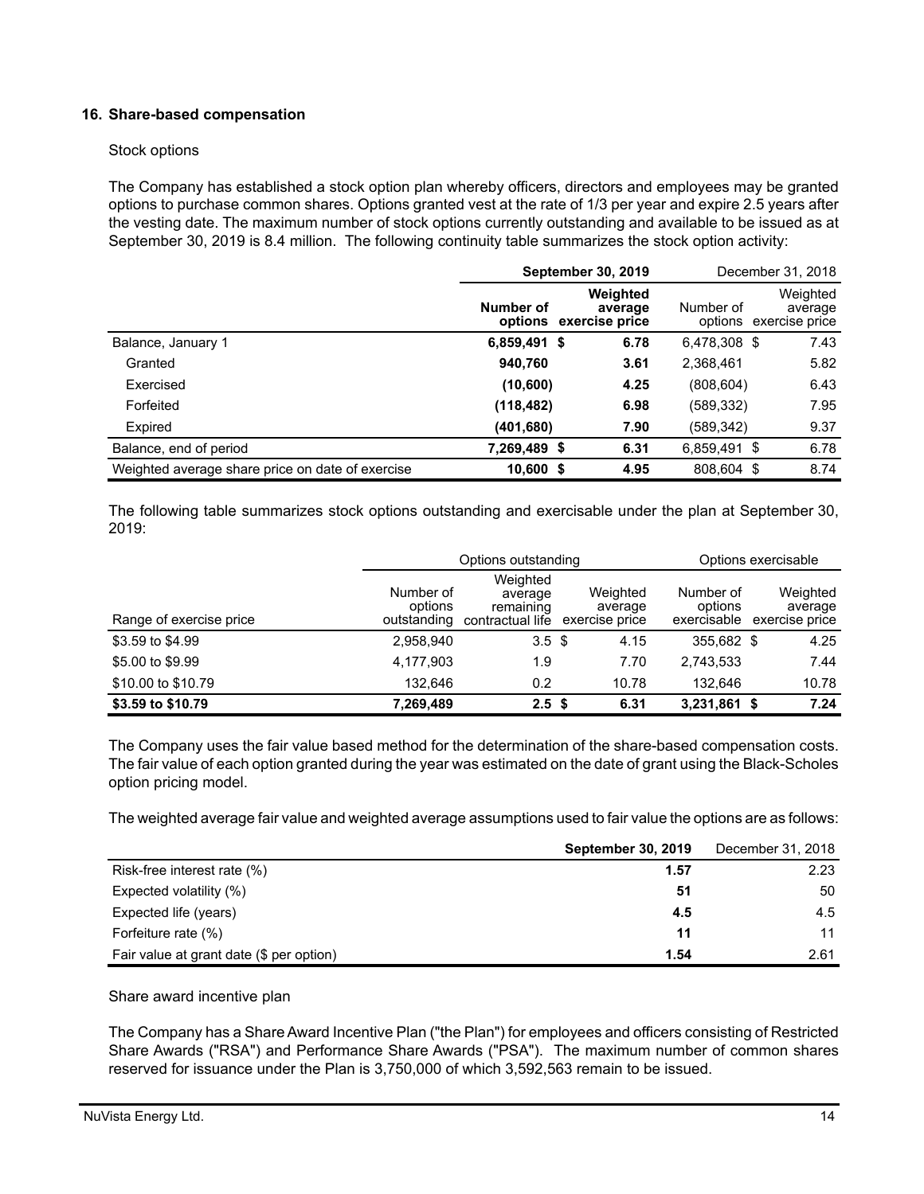## 16. Share-based compensation

Stock options

The Company has established a stock option plan whereby officers, directors and employees may be granted options to purchase common shares. Options granted vest at the rate of 1/3 per year and expire 2.5 years after the vesting date. The maximum number of stock options currently outstanding and available to be issued as at September 30, 2019 is 8.4 million. The following continuity table summarizes the stock option activity:

| | **September 30, 2019** | | December 31, 2018 | |
|---|---|---|---|---|
| | **Number of options** | **Weighted average exercise price** | Number of options | Weighted average exercise price |
| Balance, January 1 | **6,859,491** | **$ 6.78** | 6,478,308 | $ 7.43 |
| Granted | **940,760** | **3.61** | 2,368,461 | 5.82 |
| Exercised | **(10,600)** | **4.25** | (808,604) | 6.43 |
| Forfeited | **(118,482)** | **6.98** | (589,332) | 7.95 |
| Expired | **(401,680)** | **7.90** | (589,342) | 9.37 |
| Balance, end of period | **7,269,489** | **$ 6.31** | 6,859,491 | $ 6.78 |
| Weighted average share price on date of exercise | **10,600** | **$ 4.95** | 808,604 | $ 8.74 |

The following table summarizes stock options outstanding and exercisable under the plan at September 30, 2019:

| | Options outstanding | | | Options exercisable | |
|---|---|---|---|---|---|
| Range of exercise price | Number of options outstanding | Weighted average remaining contractual life | Weighted average exercise price | Number of options exercisable | Weighted average exercise price |
| $3.59 to $4.99 | 2,958,940 | 3.5 | $ 4.15 | 355,682 | $ 4.25 |
| $5.00 to $9.99 | 4,177,903 | 1.9 | 7.70 | 2,743,533 | 7.44 |
| $10.00 to $10.79 | 132,646 | 0.2 | 10.78 | 132,646 | 10.78 |
| **$3.59 to $10.79** | **7,269,489** | **2.5** | **$ 6.31** | **3,231,861** | **$ 7.24** |

The Company uses the fair value based method for the determination of the share-based compensation costs. The fair value of each option granted during the year was estimated on the date of grant using the Black-Scholes option pricing model.

The weighted average fair value and weighted average assumptions used to fair value the options are as follows:

| | **September 30, 2019** | December 31, 2018 |
|---|---|---|
| Risk-free interest rate (%) | **1.57** | 2.23 |
| Expected volatility (%) | **51** | 50 |
| Expected life (years) | **4.5** | 4.5 |
| Forfeiture rate (%) | **11** | 11 |
| Fair value at grant date ($ per option) | **1.54** | 2.61 |

Share award incentive plan

The Company has a Share Award Incentive Plan ("the Plan") for employees and officers consisting of Restricted Share Awards ("RSA") and Performance Share Awards ("PSA"). The maximum number of common shares reserved for issuance under the Plan is 3,750,000 of which 3,592,563 remain to be issued.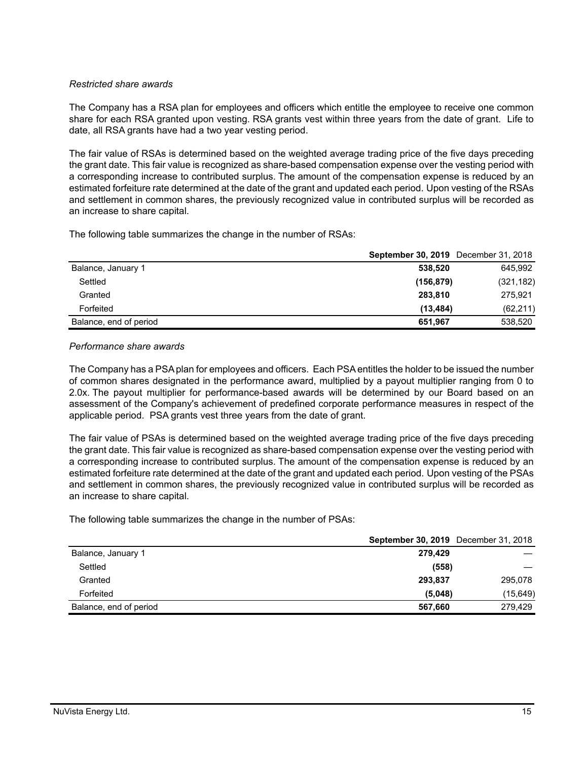*Restricted share awards*

The Company has a RSA plan for employees and officers which entitle the employee to receive one common share for each RSA granted upon vesting. RSA grants vest within three years from the date of grant. Life to date, all RSA grants have had a two year vesting period.

The fair value of RSAs is determined based on the weighted average trading price of the five days preceding the grant date. This fair value is recognized as share-based compensation expense over the vesting period with a corresponding increase to contributed surplus. The amount of the compensation expense is reduced by an estimated forfeiture rate determined at the date of the grant and updated each period. Upon vesting of the RSAs and settlement in common shares, the previously recognized value in contributed surplus will be recorded as an increase to share capital.

The following table summarizes the change in the number of RSAs:

| | **September 30, 2019** | December 31, 2018 |
|---|---|---|
| Balance, January 1 | **538,520** | 645,992 |
| Settled | **(156,879)** | (321,182) |
| Granted | **283,810** | 275,921 |
| Forfeited | **(13,484)** | (62,211) |
| Balance, end of period | **651,967** | 538,520 |

*Performance share awards*

The Company has a PSA plan for employees and officers. Each PSA entitles the holder to be issued the number of common shares designated in the performance award, multiplied by a payout multiplier ranging from 0 to 2.0x. The payout multiplier for performance-based awards will be determined by our Board based on an assessment of the Company's achievement of predefined corporate performance measures in respect of the applicable period. PSA grants vest three years from the date of grant.

The fair value of PSAs is determined based on the weighted average trading price of the five days preceding the grant date. This fair value is recognized as share-based compensation expense over the vesting period with a corresponding increase to contributed surplus. The amount of the compensation expense is reduced by an estimated forfeiture rate determined at the date of the grant and updated each period. Upon vesting of the PSAs and settlement in common shares, the previously recognized value in contributed surplus will be recorded as an increase to share capital.

The following table summarizes the change in the number of PSAs:

| | **September 30, 2019** | December 31, 2018 |
|---|---|---|
| Balance, January 1 | **279,429** | — |
| Settled | **(558)** | — |
| Granted | **293,837** | 295,078 |
| Forfeited | **(5,048)** | (15,649) |
| Balance, end of period | **567,660** | 279,429 |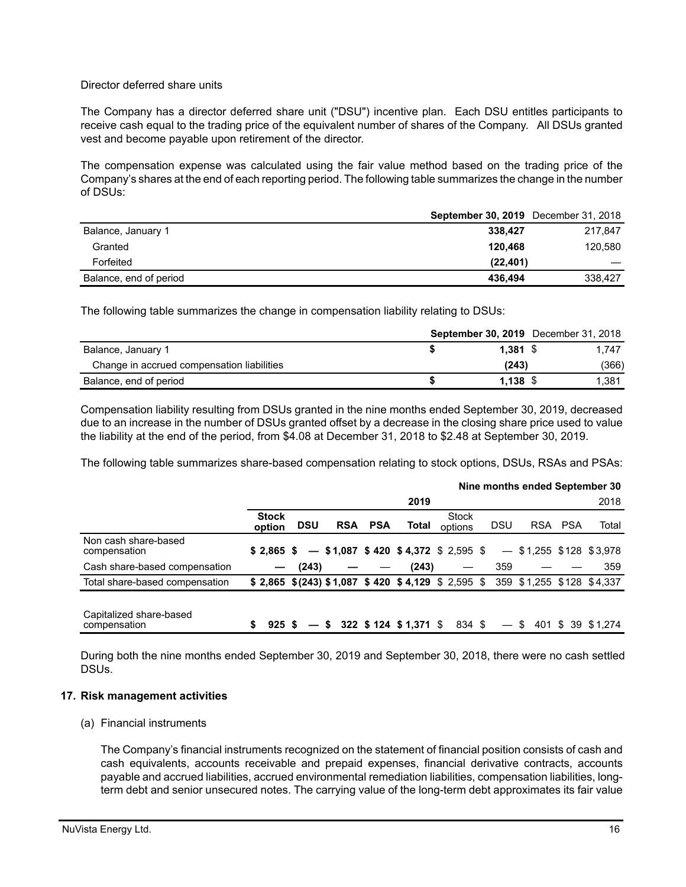Director deferred share units

The Company has a director deferred share unit ("DSU") incentive plan. Each DSU entitles participants to receive cash equal to the trading price of the equivalent number of shares of the Company. All DSUs granted vest and become payable upon retirement of the director.

The compensation expense was calculated using the fair value method based on the trading price of the Company's shares at the end of each reporting period. The following table summarizes the change in the number of DSUs:

| | **September 30, 2019** | December 31, 2018 |
|---|---|---|
| Balance, January 1 | **338,427** | 217,847 |
| Granted | **120,468** | 120,580 |
| Forfeited | **(22,401)** | — |
| Balance, end of period | **436,494** | 338,427 |

The following table summarizes the change in compensation liability relating to DSUs:

| | **September 30, 2019** | December 31, 2018 |
|---|---|---|
| Balance, January 1 | **$ 1,381** | $ 1,747 |
| Change in accrued compensation liabilities | **(243)** | (366) |
| Balance, end of period | **$ 1,138** | $ 1,381 |

Compensation liability resulting from DSUs granted in the nine months ended September 30, 2019, decreased due to an increase in the number of DSUs granted offset by a decrease in the closing share price used to value the liability at the end of the period, from $4.08 at December 31, 2018 to $2.48 at September 30, 2019.

The following table summarizes share-based compensation relating to stock options, DSUs, RSAs and PSAs:

| | **Nine months ended September 30** | | | | | | | | | |
|---|---|---|---|---|---|---|---|---|---|---|
| | | | | | **2019** | | | | | 2018 |
| | **Stock option** | **DSU** | **RSA** | **PSA** | **Total** | Stock options | DSU | RSA | PSA | Total |
| Non cash share-based compensation | **$ 2,865** | **$ —** | **$ 1,087** | **$ 420** | **$ 4,372** | $ 2,595 | $ — | $ 1,255 | $ 128 | $ 3,978 |
| Cash share-based compensation | **—** | **(243)** | **—** | **—** | **(243)** | — | 359 | — | — | 359 |
| Total share-based compensation | **$ 2,865** | **$ (243)** | **$ 1,087** | **$ 420** | **$ 4,129** | $ 2,595 | $ 359 | $ 1,255 | $ 128 | $ 4,337 |
| Capitalized share-based compensation | **$ 925** | **$ —** | **$ 322** | **$ 124** | **$ 1,371** | $ 834 | $ — | $ 401 | $ 39 | $ 1,274 |

During both the nine months ended September 30, 2019 and September 30, 2018, there were no cash settled DSUs.

## 17. Risk management activities

(a) Financial instruments

The Company's financial instruments recognized on the statement of financial position consists of cash and cash equivalents, accounts receivable and prepaid expenses, financial derivative contracts, accounts payable and accrued liabilities, accrued environmental remediation liabilities, compensation liabilities, long-term debt and senior unsecured notes. The carrying value of the long-term debt approximates its fair value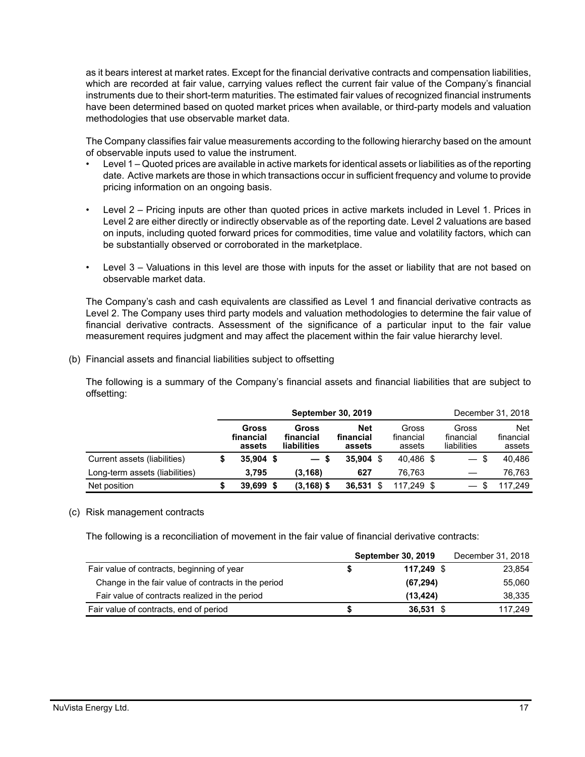as it bears interest at market rates. Except for the financial derivative contracts and compensation liabilities, which are recorded at fair value, carrying values reflect the current fair value of the Company's financial instruments due to their short-term maturities. The estimated fair values of recognized financial instruments have been determined based on quoted market prices when available, or third-party models and valuation methodologies that use observable market data.

The Company classifies fair value measurements according to the following hierarchy based on the amount of observable inputs used to value the instrument.

- Level 1 – Quoted prices are available in active markets for identical assets or liabilities as of the reporting date. Active markets are those in which transactions occur in sufficient frequency and volume to provide pricing information on an ongoing basis.
- Level 2 – Pricing inputs are other than quoted prices in active markets included in Level 1. Prices in Level 2 are either directly or indirectly observable as of the reporting date. Level 2 valuations are based on inputs, including quoted forward prices for commodities, time value and volatility factors, which can be substantially observed or corroborated in the marketplace.
- Level 3 – Valuations in this level are those with inputs for the asset or liability that are not based on observable market data.

The Company's cash and cash equivalents are classified as Level 1 and financial derivative contracts as Level 2. The Company uses third party models and valuation methodologies to determine the fair value of financial derivative contracts. Assessment of the significance of a particular input to the fair value measurement requires judgment and may affect the placement within the fair value hierarchy level.

(b) Financial assets and financial liabilities subject to offsetting

The following is a summary of the Company's financial assets and financial liabilities that are subject to offsetting:

| | **September 30, 2019** | | | December 31, 2018 | | |
|---|---|---|---|---|---|---|
| | **Gross financial assets** | **Gross financial liabilities** | **Net financial assets** | Gross financial assets | Gross financial liabilities | Net financial assets |
| Current assets (liabilities) | **$ 35,904** | **$ —** | **$ 35,904** | $ 40,486 | $ — | $ 40,486 |
| Long-term assets (liabilities) | **3,795** | **(3,168)** | **627** | 76,763 | — | 76,763 |
| Net position | **$ 39,699** | **$ (3,168)** | **$ 36,531** | $ 117,249 | $ — | $ 117,249 |

(c) Risk management contracts

The following is a reconciliation of movement in the fair value of financial derivative contracts:

| | **September 30, 2019** | December 31, 2018 |
|---|---|---|
| Fair value of contracts, beginning of year | **$ 117,249** | $ 23,854 |
| Change in the fair value of contracts in the period | **(67,294)** | 55,060 |
| Fair value of contracts realized in the period | **(13,424)** | 38,335 |
| Fair value of contracts, end of period | **$ 36,531** | $ 117,249 |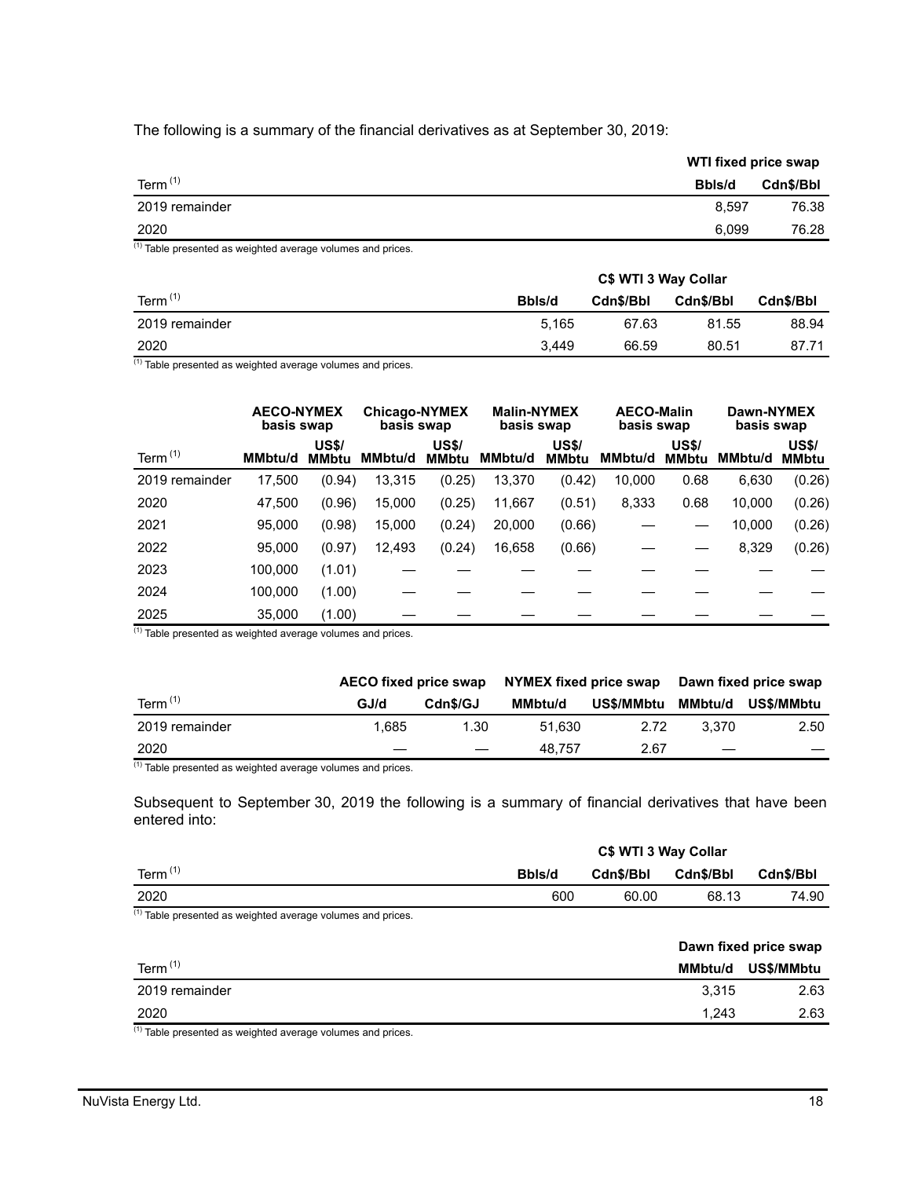The following is a summary of the financial derivatives as at September 30, 2019:

| | WTI fixed price swap | |
|---|---|---|
| Term [(1)] | Bbls/d | Cdn$/Bbl |
| 2019 remainder | 8,597 | 76.38 |
| 2020 | 6,099 | 76.28 |

[(1)] Table presented as weighted average volumes and prices.

| | C$ WTI 3 Way Collar | | | |
|---|---|---|---|---|
| Term [(1)] | Bbls/d | Cdn$/Bbl | Cdn$/Bbl | Cdn$/Bbl |
| 2019 remainder | 5,165 | 67.63 | 81.55 | 88.94 |
| 2020 | 3,449 | 66.59 | 80.51 | 87.71 |

[(1)] Table presented as weighted average volumes and prices.

| | AECO-NYMEX basis swap | | Chicago-NYMEX basis swap | | Malin-NYMEX basis swap | | AECO-Malin basis swap | | Dawn-NYMEX basis swap | |
|---|---|---|---|---|---|---|---|---|---|---|
| Term [(1)] | MMbtu/d | US$/ MMbtu | MMbtu/d | US$/ MMbtu | MMbtu/d | US$/ MMbtu | MMbtu/d | US$/ MMbtu | MMbtu/d | US$/ MMbtu |
| 2019 remainder | 17,500 | (0.94) | 13,315 | (0.25) | 13,370 | (0.42) | 10,000 | 0.68 | 6,630 | (0.26) |
| 2020 | 47,500 | (0.96) | 15,000 | (0.25) | 11,667 | (0.51) | 8,333 | 0.68 | 10,000 | (0.26) |
| 2021 | 95,000 | (0.98) | 15,000 | (0.24) | 20,000 | (0.66) | — | — | 10,000 | (0.26) |
| 2022 | 95,000 | (0.97) | 12,493 | (0.24) | 16,658 | (0.66) | — | — | 8,329 | (0.26) |
| 2023 | 100,000 | (1.01) | — | — | — | — | — | — | — | — |
| 2024 | 100,000 | (1.00) | — | — | — | — | — | — | — | — |
| 2025 | 35,000 | (1.00) | — | — | — | — | — | — | — | — |

[(1)] Table presented as weighted average volumes and prices.

| | AECO fixed price swap | | NYMEX fixed price swap | | Dawn fixed price swap | |
|---|---|---|---|---|---|---|
| Term [(1)] | GJ/d | Cdn$/GJ | MMbtu/d | US$/MMbtu | MMbtu/d | US$/MMbtu |
| 2019 remainder | 1,685 | 1.30 | 51,630 | 2.72 | 3,370 | 2.50 |
| 2020 | — | — | 48,757 | 2.67 | — | — |

[(1)] Table presented as weighted average volumes and prices.

Subsequent to September 30, 2019 the following is a summary of financial derivatives that have been entered into:

| | C$ WTI 3 Way Collar | | | |
|---|---|---|---|---|
| Term [(1)] | Bbls/d | Cdn$/Bbl | Cdn$/Bbl | Cdn$/Bbl |
| 2020 | 600 | 60.00 | 68.13 | 74.90 |

[(1)] Table presented as weighted average volumes and prices.

| | Dawn fixed price swap | |
|---|---|---|
| Term [(1)] | MMbtu/d | US$/MMbtu |
| 2019 remainder | 3,315 | 2.63 |
| 2020 | 1,243 | 2.63 |

[(1)] Table presented as weighted average volumes and prices.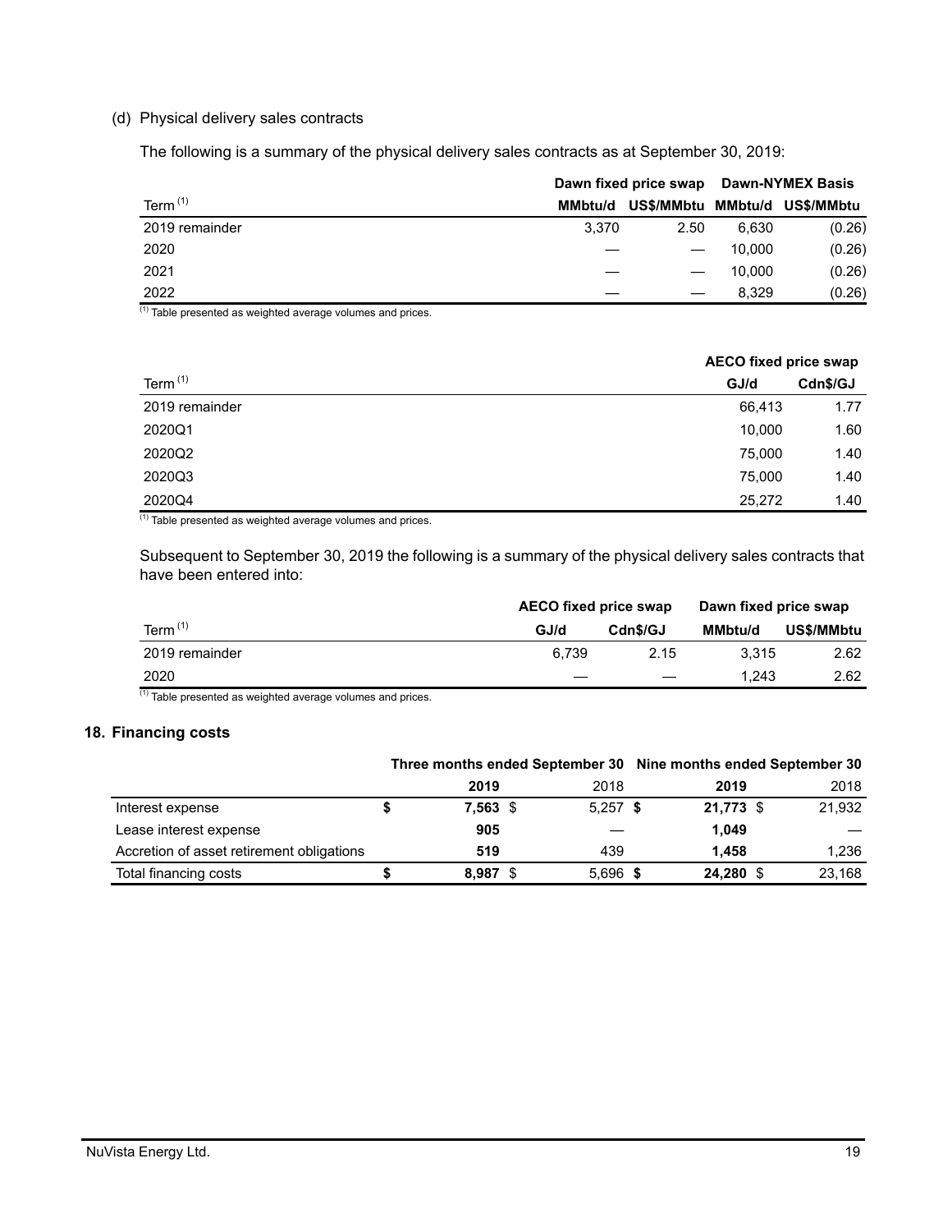(d) Physical delivery sales contracts

The following is a summary of the physical delivery sales contracts as at September 30, 2019:

| | Dawn fixed price swap | | Dawn-NYMEX Basis | |
|---|---|---|---|---|
| Term [1] | MMbtu/d | US$/MMbtu | MMbtu/d | US$/MMbtu |
| 2019 remainder | 3,370 | 2.50 | 6,630 | (0.26) |
| 2020 | — | — | 10,000 | (0.26) |
| 2021 | — | — | 10,000 | (0.26) |
| 2022 | — | — | 8,329 | (0.26) |

[1] Table presented as weighted average volumes and prices.

| | AECO fixed price swap | |
|---|---|---|
| Term [1] | GJ/d | Cdn$/GJ |
| 2019 remainder | 66,413 | 1.77 |
| 2020Q1 | 10,000 | 1.60 |
| 2020Q2 | 75,000 | 1.40 |
| 2020Q3 | 75,000 | 1.40 |
| 2020Q4 | 25,272 | 1.40 |

[1] Table presented as weighted average volumes and prices.

Subsequent to September 30, 2019 the following is a summary of the physical delivery sales contracts that have been entered into:

| | AECO fixed price swap | | Dawn fixed price swap | |
|---|---|---|---|---|
| Term [1] | GJ/d | Cdn$/GJ | MMbtu/d | US$/MMbtu |
| 2019 remainder | 6,739 | 2.15 | 3,315 | 2.62 |
| 2020 | — | — | 1,243 | 2.62 |

[1] Table presented as weighted average volumes and prices.

## 18. Financing costs

| | Three months ended September 30 | | Nine months ended September 30 | |
|---|---|---|---|---|
| | **2019** | 2018 | **2019** | 2018 |
| Interest expense | **$ 7,563** | $ 5,257 | **$ 21,773** | $ 21,932 |
| Lease interest expense | **905** | — | **1,049** | — |
| Accretion of asset retirement obligations | **519** | 439 | **1,458** | 1,236 |
| Total financing costs | **$ 8,987** | $ 5,696 | **$ 24,280** | $ 23,168 |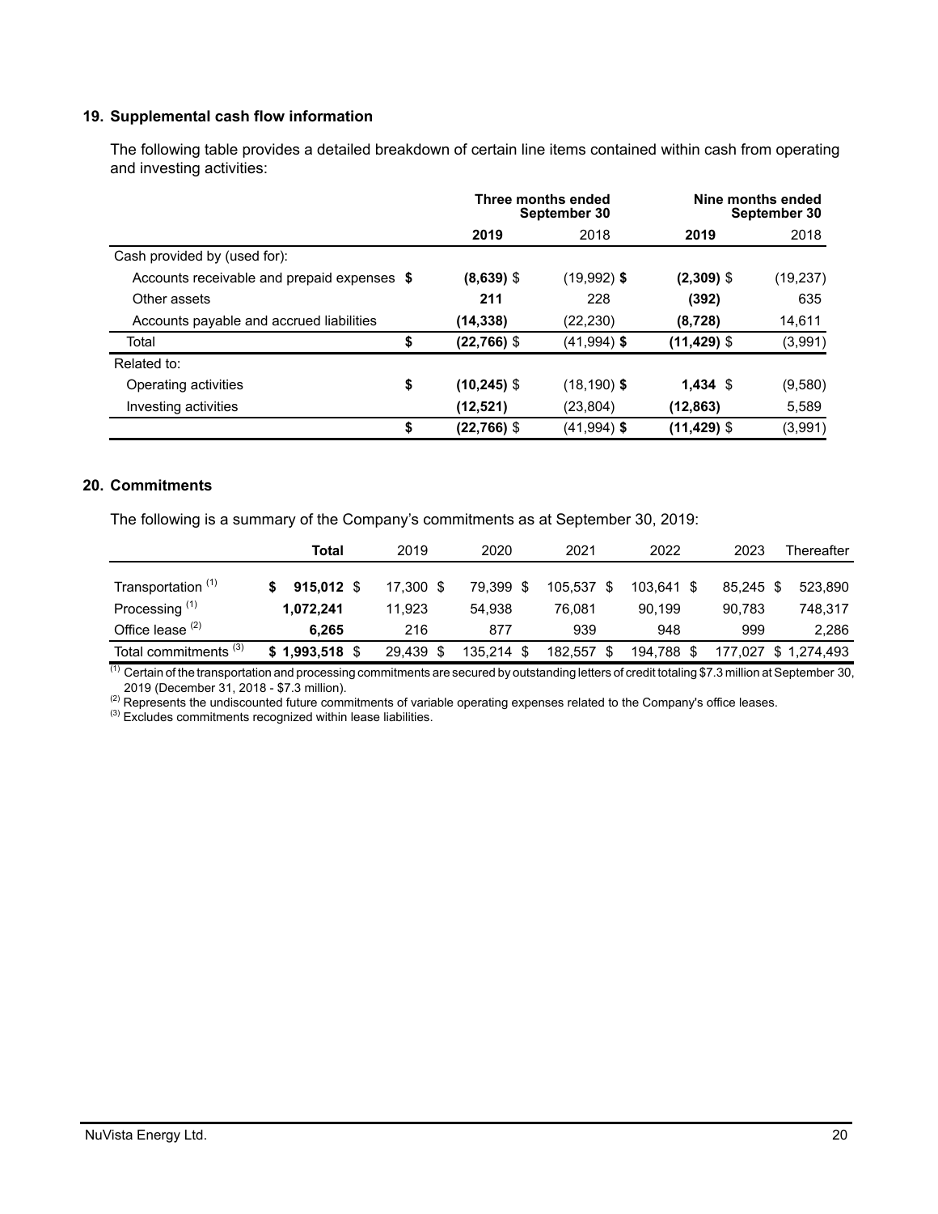## 19. Supplemental cash flow information

The following table provides a detailed breakdown of certain line items contained within cash from operating and investing activities:

| | Three months ended September 30 | | Nine months ended September 30 | |
|---|---|---|---|---|
| | **2019** | 2018 | **2019** | 2018 |
| Cash provided by (used for): | | | | |
| Accounts receivable and prepaid expenses | **$ (8,639)** | $ (19,992) | **$ (2,309)** | $ (19,237) |
| Other assets | **211** | 228 | **(392)** | 635 |
| Accounts payable and accrued liabilities | **(14,338)** | (22,230) | **(8,728)** | 14,611 |
| Total | **$ (22,766)** | $ (41,994) | **$ (11,429)** | $ (3,991) |
| Related to: | | | | |
| Operating activities | **$ (10,245)** | $ (18,190) | **$ 1,434** | $ (9,580) |
| Investing activities | **(12,521)** | (23,804) | **(12,863)** | 5,589 |
| | **$ (22,766)** | $ (41,994) | **$ (11,429)** | $ (3,991) |

## 20. Commitments

The following is a summary of the Company's commitments as at September 30, 2019:

| | **Total** | 2019 | 2020 | 2021 | 2022 | 2023 | Thereafter |
|---|---|---|---|---|---|---|---|
| Transportation [1] | **$ 915,012** | $ 17,300 | $ 79,399 | $ 105,537 | $ 103,641 | $ 85,245 | $ 523,890 |
| Processing [1] | **1,072,241** | 11,923 | 54,938 | 76,081 | 90,199 | 90,783 | 748,317 |
| Office lease [2] | **6,265** | 216 | 877 | 939 | 948 | 999 | 2,286 |
| Total commitments [3] | **$ 1,993,518** | $ 29,439 | $ 135,214 | $ 182,557 | $ 194,788 | $ 177,027 | $ 1,274,493 |

[1] Certain of the transportation and processing commitments are secured by outstanding letters of credit totaling $7.3 million at September 30, 2019 (December 31, 2018 - $7.3 million).

[2] Represents the undiscounted future commitments of variable operating expenses related to the Company's office leases.

[3] Excludes commitments recognized within lease liabilities.